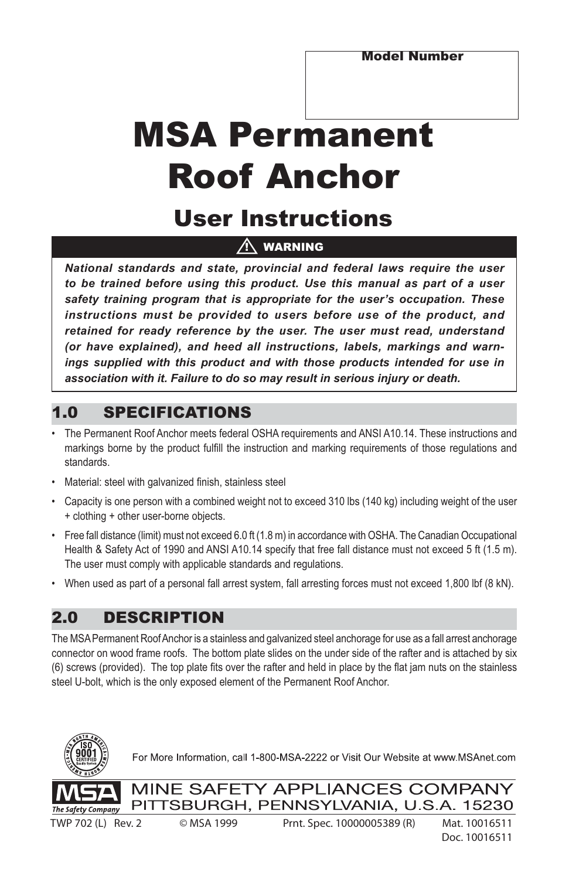**Model Number**

# MSA Permanent Roof Anchor

## User Instructions

**⚠ WARNING**

***National standards and state, provincial and federal laws require the user to be trained before using this product. Use this manual as part of a user safety training program that is appropriate for the user's occupation. These instructions must be provided to users before use of the product, and retained for ready reference by the user. The user must read, understand (or have explained), and heed all instructions, labels, markings and warnings supplied with this product and with those products intended for use in association with it. Failure to do so may result in serious injury or death.***

## 1.0 SPECIFICATIONS

- The Permanent Roof Anchor meets federal OSHA requirements and ANSI A10.14. These instructions and markings borne by the product fulfill the instruction and marking requirements of those regulations and standards.
- Material: steel with galvanized finish, stainless steel
- Capacity is one person with a combined weight not to exceed 310 lbs (140 kg) including weight of the user + clothing + other user-borne objects.
- Free fall distance (limit) must not exceed 6.0 ft (1.8 m) in accordance with OSHA. The Canadian Occupational Health & Safety Act of 1990 and ANSI A10.14 specify that free fall distance must not exceed 5 ft (1.5 m). The user must comply with applicable standards and regulations.
- When used as part of a personal fall arrest system, fall arresting forces must not exceed 1,800 lbf (8 kN).

## 2.0 DESCRIPTION

The MSA Permanent Roof Anchor is a stainless and galvanized steel anchorage for use as a fall arrest anchorage connector on wood frame roofs. The bottom plate slides on the under side of the rafter and is attached by six (6) screws (provided). The top plate fits over the rafter and held in place by the flat jam nuts on the stainless steel U-bolt, which is the only exposed element of the Permanent Roof Anchor.

For More Information, call 1-800-MSA-2222 or Visit Our Website at www.MSAnet.com

MINE SAFETY APPLIANCES COMPANY
PITTSBURGH, PENNSYLVANIA, U.S.A. 15230

TWP 702 (L) Rev. 2 © MSA 1999 Prnt. Spec. 10000005389 (R) Mat. 10016511
Doc. 10016511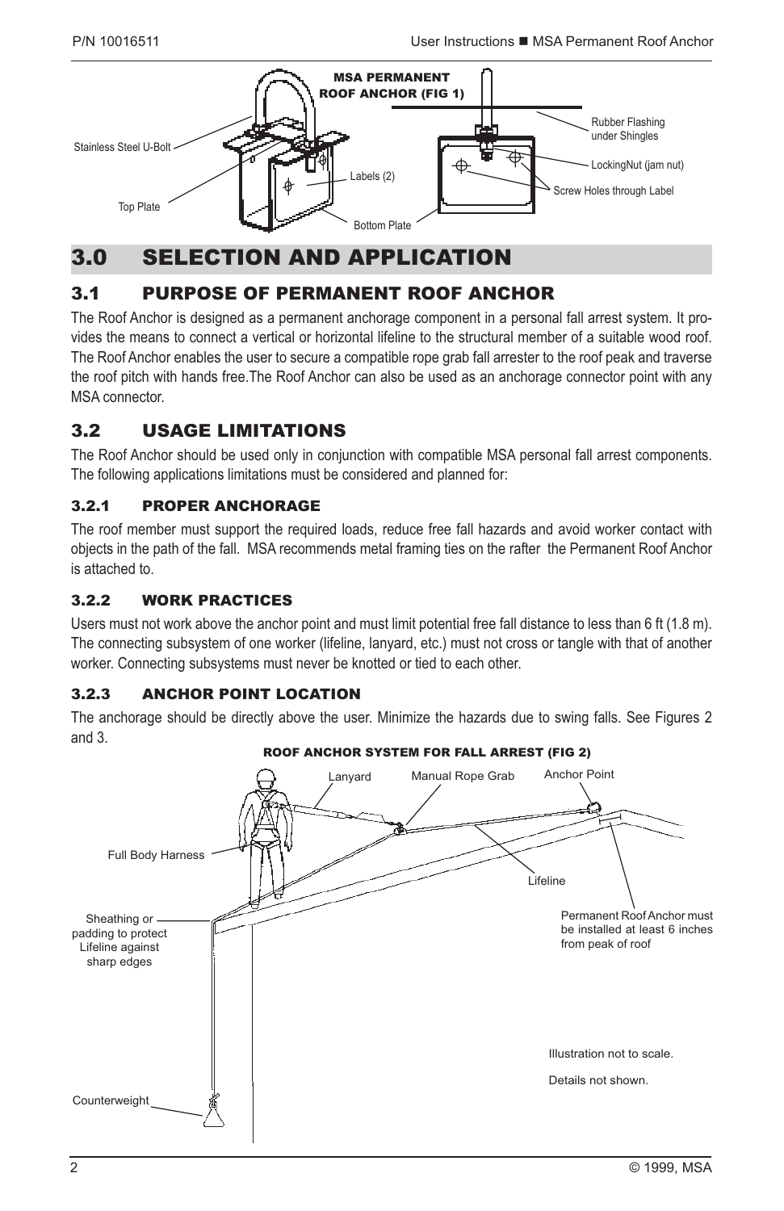MSA PERMANENT ROOF ANCHOR (FIG 1)

# 3.0 SELECTION AND APPLICATION

## 3.1 PURPOSE OF PERMANENT ROOF ANCHOR

The Roof Anchor is designed as a permanent anchorage component in a personal fall arrest system. It provides the means to connect a vertical or horizontal lifeline to the structural member of a suitable wood roof. The Roof Anchor enables the user to secure a compatible rope grab fall arrester to the roof peak and traverse the roof pitch with hands free.The Roof Anchor can also be used as an anchorage connector point with any MSA connector.

## 3.2 USAGE LIMITATIONS

The Roof Anchor should be used only in conjunction with compatible MSA personal fall arrest components. The following applications limitations must be considered and planned for:

### 3.2.1 PROPER ANCHORAGE

The roof member must support the required loads, reduce free fall hazards and avoid worker contact with objects in the path of the fall. MSA recommends metal framing ties on the rafter the Permanent Roof Anchor is attached to.

### 3.2.2 WORK PRACTICES

Users must not work above the anchor point and must limit potential free fall distance to less than 6 ft (1.8 m). The connecting subsystem of one worker (lifeline, lanyard, etc.) must not cross or tangle with that of another worker. Connecting subsystems must never be knotted or tied to each other.

### 3.2.3 ANCHOR POINT LOCATION

The anchorage should be directly above the user. Minimize the hazards due to swing falls. See Figures 2 and 3.

ROOF ANCHOR SYSTEM FOR FALL ARREST (FIG 2)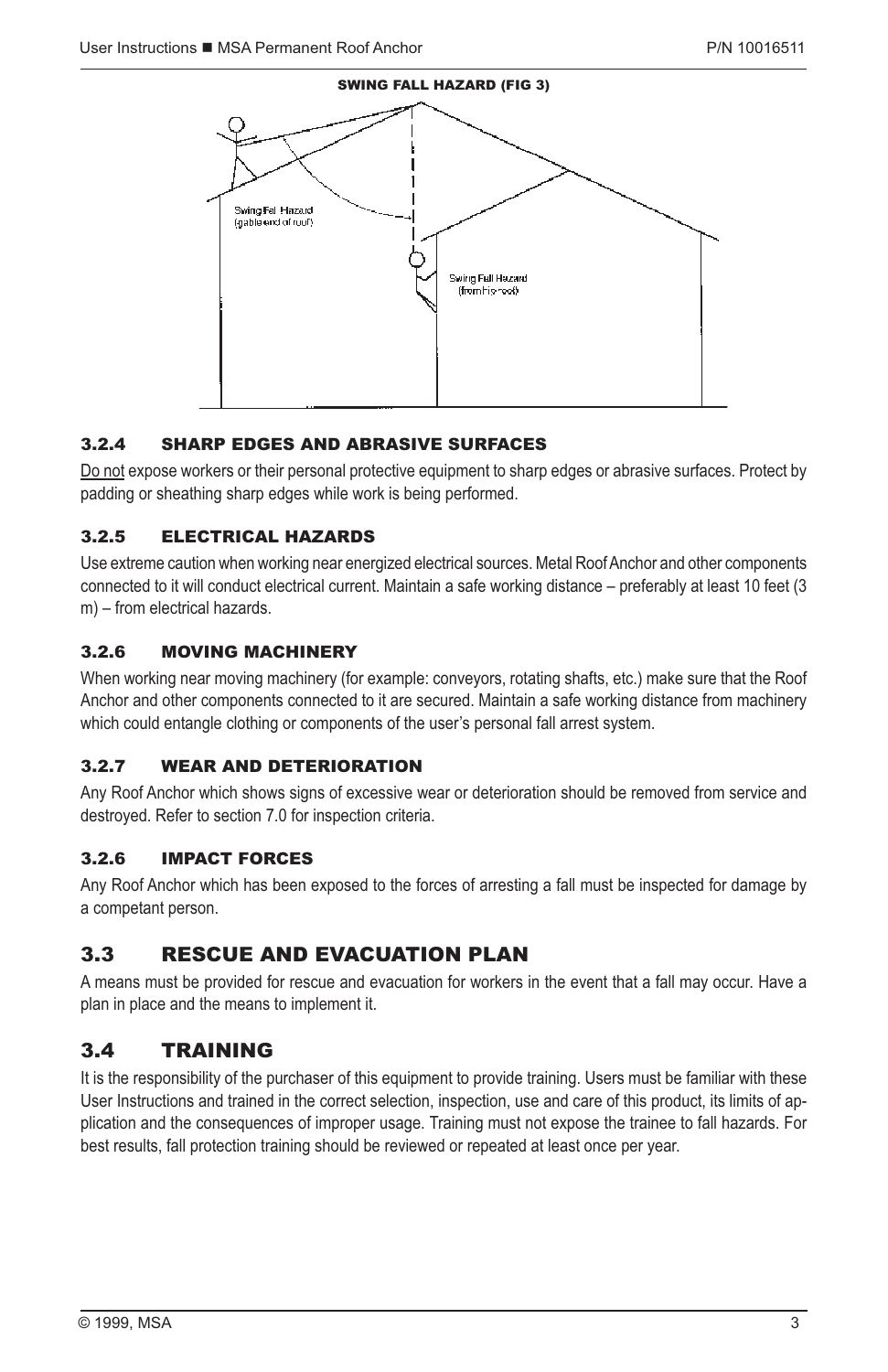**SWING FALL HAZARD (FIG 3)**

Swing Fall Hazard (gable end of roof)

Swing Fall Hazard (from hip roof)

### 3.2.4 SHARP EDGES AND ABRASIVE SURFACES

Do not expose workers or their personal protective equipment to sharp edges or abrasive surfaces. Protect by padding or sheathing sharp edges while work is being performed.

### 3.2.5 ELECTRICAL HAZARDS

Use extreme caution when working near energized electrical sources. Metal Roof Anchor and other components connected to it will conduct electrical current. Maintain a safe working distance – preferably at least 10 feet (3 m) – from electrical hazards.

### 3.2.6 MOVING MACHINERY

When working near moving machinery (for example: conveyors, rotating shafts, etc.) make sure that the Roof Anchor and other components connected to it are secured. Maintain a safe working distance from machinery which could entangle clothing or components of the user's personal fall arrest system.

### 3.2.7 WEAR AND DETERIORATION

Any Roof Anchor which shows signs of excessive wear or deterioration should be removed from service and destroyed. Refer to section 7.0 for inspection criteria.

### 3.2.6 IMPACT FORCES

Any Roof Anchor which has been exposed to the forces of arresting a fall must be inspected for damage by a competant person.

## 3.3 RESCUE AND EVACUATION PLAN

A means must be provided for rescue and evacuation for workers in the event that a fall may occur. Have a plan in place and the means to implement it.

## 3.4 TRAINING

It is the responsibility of the purchaser of this equipment to provide training. Users must be familiar with these User Instructions and trained in the correct selection, inspection, use and care of this product, its limits of application and the consequences of improper usage. Training must not expose the trainee to fall hazards. For best results, fall protection training should be reviewed or repeated at least once per year.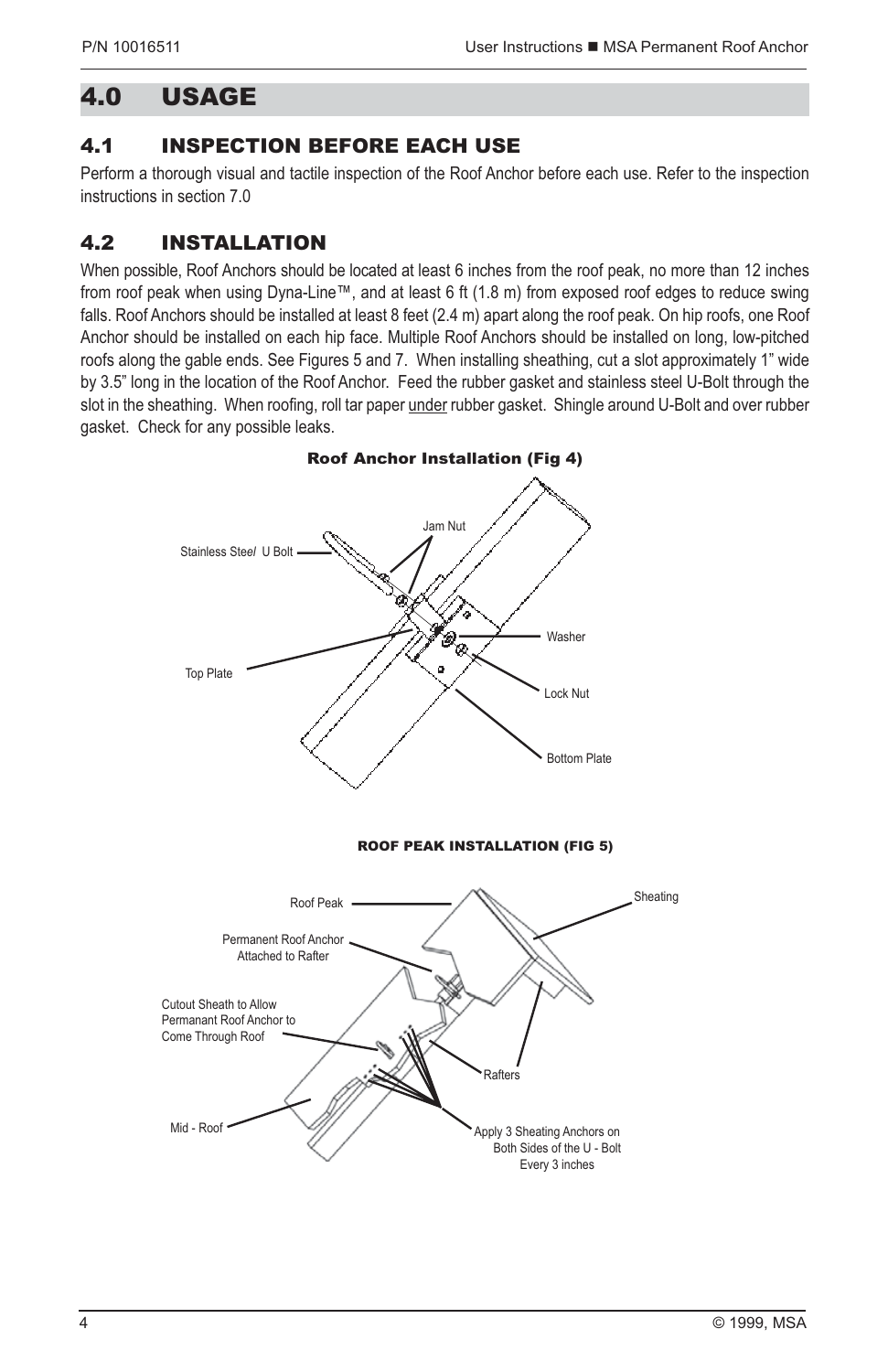# 4.0 USAGE

## 4.1 INSPECTION BEFORE EACH USE

Perform a thorough visual and tactile inspection of the Roof Anchor before each use. Refer to the inspection instructions in section 7.0

## 4.2 INSTALLATION

When possible, Roof Anchors should be located at least 6 inches from the roof peak, no more than 12 inches from roof peak when using Dyna-Line™, and at least 6 ft (1.8 m) from exposed roof edges to reduce swing falls. Roof Anchors should be installed at least 8 feet (2.4 m) apart along the roof peak. On hip roofs, one Roof Anchor should be installed on each hip face. Multiple Roof Anchors should be installed on long, low-pitched roofs along the gable ends. See Figures 5 and 7. When installing sheathing, cut a slot approximately 1" wide by 3.5" long in the location of the Roof Anchor. Feed the rubber gasket and stainless steel U-Bolt through the slot in the sheathing. When roofing, roll tar paper under rubber gasket. Shingle around U-Bolt and over rubber gasket. Check for any possible leaks.

**Roof Anchor Installation (Fig 4)**

Stainless Steel U Bolt

Jam Nut

Top Plate

Washer

Lock Nut

Bottom Plate

**ROOF PEAK INSTALLATION (FIG 5)**

Roof Peak

Sheating

Permanent Roof Anchor Attached to Rafter

Cutout Sheath to Allow Permanant Roof Anchor to Come Through Roof

Rafters

Mid - Roof

Apply 3 Sheating Anchors on Both Sides of the U - Bolt Every 3 inches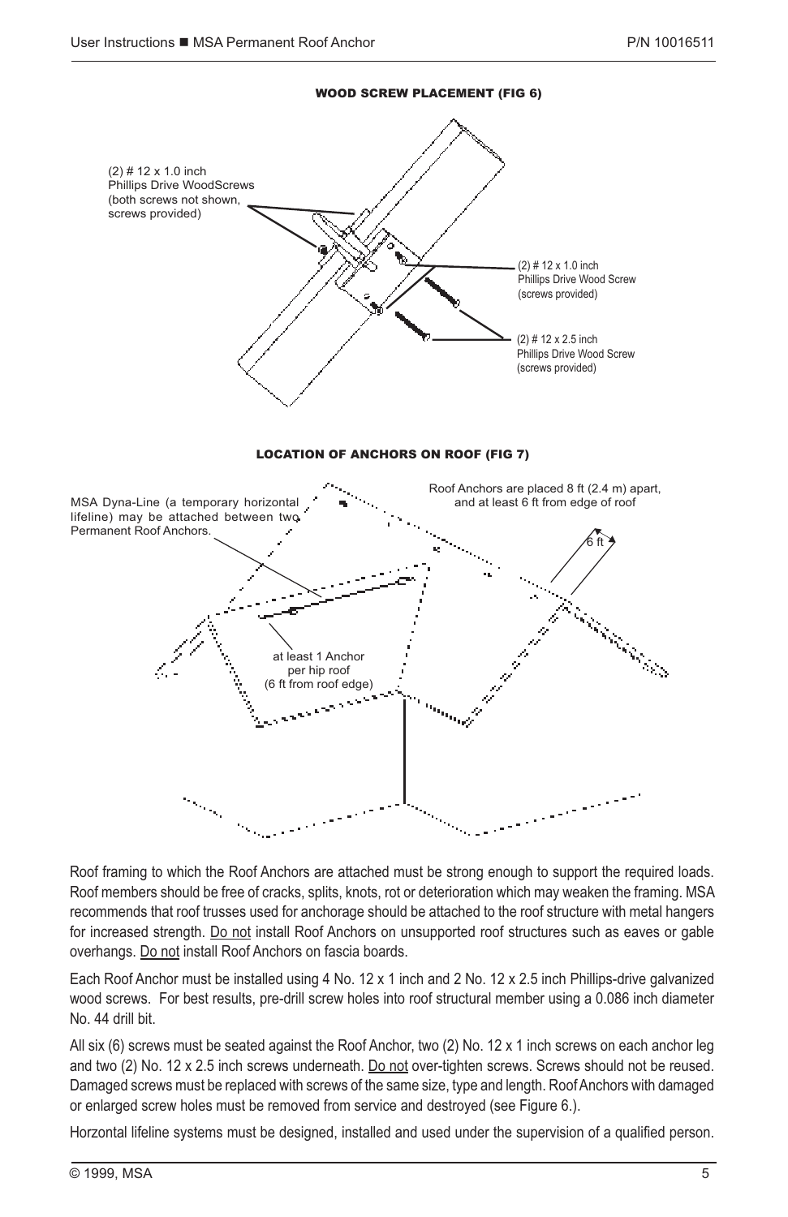**WOOD SCREW PLACEMENT (FIG 6)**

(2) # 12 x 1.0 inch Phillips Drive WoodScrews (both screws not shown, screws provided)

(2) # 12 x 1.0 inch Phillips Drive Wood Screw (screws provided)

(2) # 12 x 2.5 inch Phillips Drive Wood Screw (screws provided)

**LOCATION OF ANCHORS ON ROOF (FIG 7)**

MSA Dyna-Line (a temporary horizontal lifeline) may be attached between two Permanent Roof Anchors.

Roof Anchors are placed 8 ft (2.4 m) apart, and at least 6 ft from edge of roof

6 ft

at least 1 Anchor per hip roof (6 ft from roof edge)

Roof framing to which the Roof Anchors are attached must be strong enough to support the required loads. Roof members should be free of cracks, splits, knots, rot or deterioration which may weaken the framing. MSA recommends that roof trusses used for anchorage should be attached to the roof structure with metal hangers for increased strength. Do not install Roof Anchors on unsupported roof structures such as eaves or gable overhangs. Do not install Roof Anchors on fascia boards.

Each Roof Anchor must be installed using 4 No. 12 x 1 inch and 2 No. 12 x 2.5 inch Phillips-drive galvanized wood screws. For best results, pre-drill screw holes into roof structural member using a 0.086 inch diameter No. 44 drill bit.

All six (6) screws must be seated against the Roof Anchor, two (2) No. 12 x 1 inch screws on each anchor leg and two (2) No. 12 x 2.5 inch screws underneath. Do not over-tighten screws. Screws should not be reused. Damaged screws must be replaced with screws of the same size, type and length. Roof Anchors with damaged or enlarged screw holes must be removed from service and destroyed (see Figure 6.).

Horizontal lifeline systems must be designed, installed and used under the supervision of a qualified person.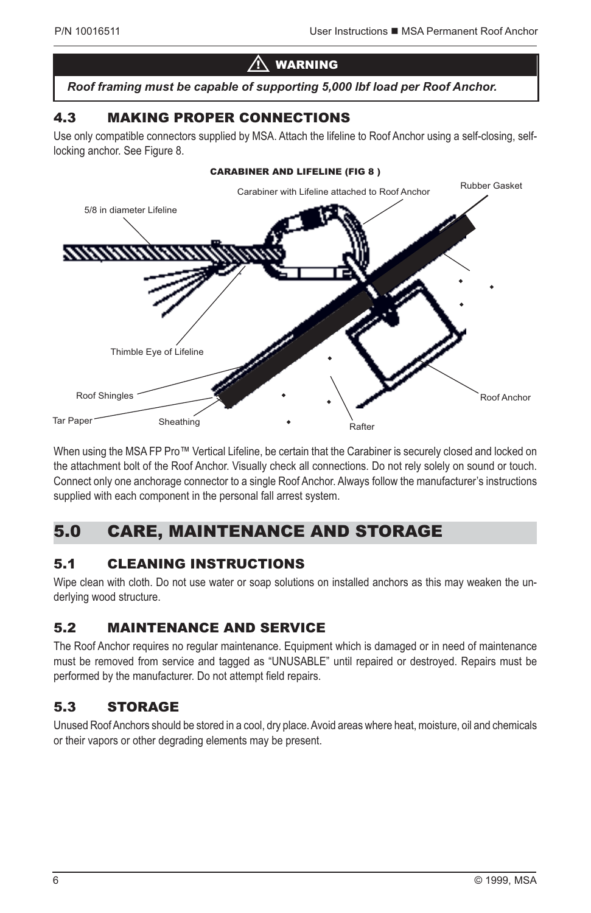> ⚠ **WARNING**
>
> ***Roof framing must be capable of supporting 5,000 lbf load per Roof Anchor.***

### 4.3 MAKING PROPER CONNECTIONS

Use only compatible connectors supplied by MSA. Attach the lifeline to Roof Anchor using a self-closing, self-locking anchor. See Figure 8.

**CARABINER AND LIFELINE (FIG 8 )**

Carabiner with Lifeline attached to Roof Anchor

Rubber Gasket

5/8 in diameter Lifeline

Thimble Eye of Lifeline

Roof Shingles

Tar Paper

Sheathing

Rafter

Roof Anchor

When using the MSA FP Pro™ Vertical Lifeline, be certain that the Carabiner is securely closed and locked on the attachment bolt of the Roof Anchor. Visually check all connections. Do not rely solely on sound or touch. Connect only one anchorage connector to a single Roof Anchor. Always follow the manufacturer's instructions supplied with each component in the personal fall arrest system.

## 5.0 CARE, MAINTENANCE AND STORAGE

### 5.1 CLEANING INSTRUCTIONS

Wipe clean with cloth. Do not use water or soap solutions on installed anchors as this may weaken the underlying wood structure.

### 5.2 MAINTENANCE AND SERVICE

The Roof Anchor requires no regular maintenance. Equipment which is damaged or in need of maintenance must be removed from service and tagged as "UNUSABLE" until repaired or destroyed. Repairs must be performed by the manufacturer. Do not attempt field repairs.

### 5.3 STORAGE

Unused Roof Anchors should be stored in a cool, dry place. Avoid areas where heat, moisture, oil and chemicals or their vapors or other degrading elements may be present.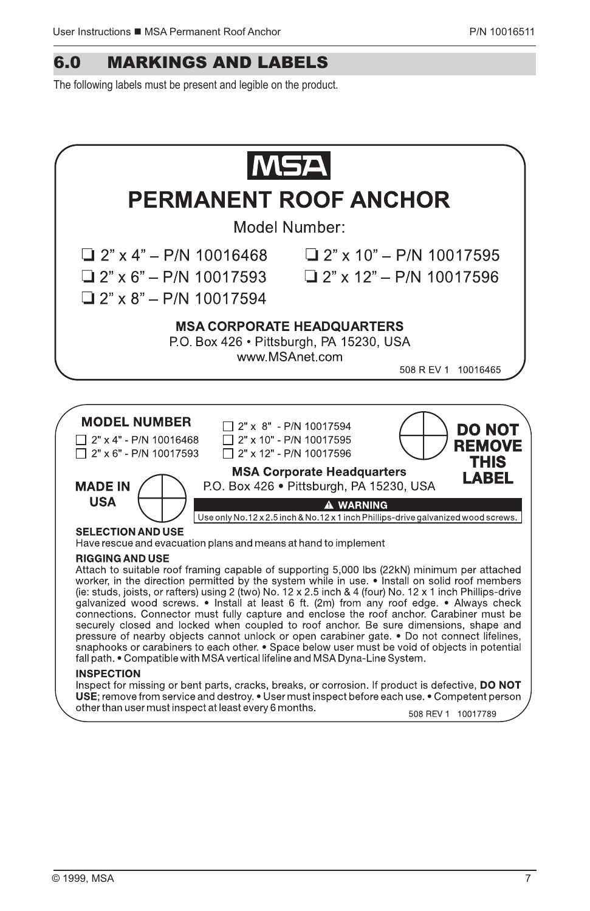## 6.0 MARKINGS AND LABELS

The following labels must be present and legible on the product.

**MSA**

**PERMANENT ROOF ANCHOR**

Model Number:

- ❑ 2" x 4" – P/N 10016468
- ❑ 2" x 6" – P/N 10017593
- ❑ 2" x 8" – P/N 10017594
- ❑ 2" x 10" – P/N 10017595
- ❑ 2" x 12" – P/N 10017596

**MSA CORPORATE HEADQUARTERS**
P.O. Box 426 • Pittsburgh, PA 15230, USA
www.MSAnet.com

508 R EV 1 10016465

---

**MODEL NUMBER**

- ☐ 2" x 4" - P/N 10016468
- ☐ 2" x 6" - P/N 10017593
- ☐ 2" x 8" - P/N 10017594
- ☐ 2" x 10" - P/N 10017595
- ☐ 2" x 12" - P/N 10017596

**DO NOT REMOVE THIS LABEL**

**MADE IN USA**

**MSA Corporate Headquarters**
P.O. Box 426 • Pittsburgh, PA 15230, USA

**⚠ WARNING**
Use only No.12 x 2.5 inch & No.12 x 1 inch Phillips-drive galvanized wood screws.

**SELECTION AND USE**
Have rescue and evacuation plans and means at hand to implement

**RIGGING AND USE**
Attach to suitable roof framing capable of supporting 5,000 lbs (22kN) minimum per attached worker, in the direction permitted by the system while in use. • Install on solid roof members (ie: studs, joists, or rafters) using 2 (two) No. 12 x 2.5 inch & 4 (four) No. 12 x 1 inch Phillips-drive galvanized wood screws. • Install at least 6 ft. (2m) from any roof edge. • Always check connections. Connector must fully capture and enclose the roof anchor. Carabiner must be securely closed and locked when coupled to roof anchor. Be sure dimensions, shape and pressure of nearby objects cannot unlock or open carabiner gate. • Do not connect lifelines, snaphooks or carabiners to each other. • Space below user must be void of objects in potential fall path. • Compatible with MSA vertical lifeline and MSA Dyna-Line System.

**INSPECTION**
Inspect for missing or bent parts, cracks, breaks, or corrosion. If product is defective, **DO NOT USE**; remove from service and destroy. • User must inspect before each use. • Competent person other than user must inspect at least every 6 months.

508 REV 1 10017789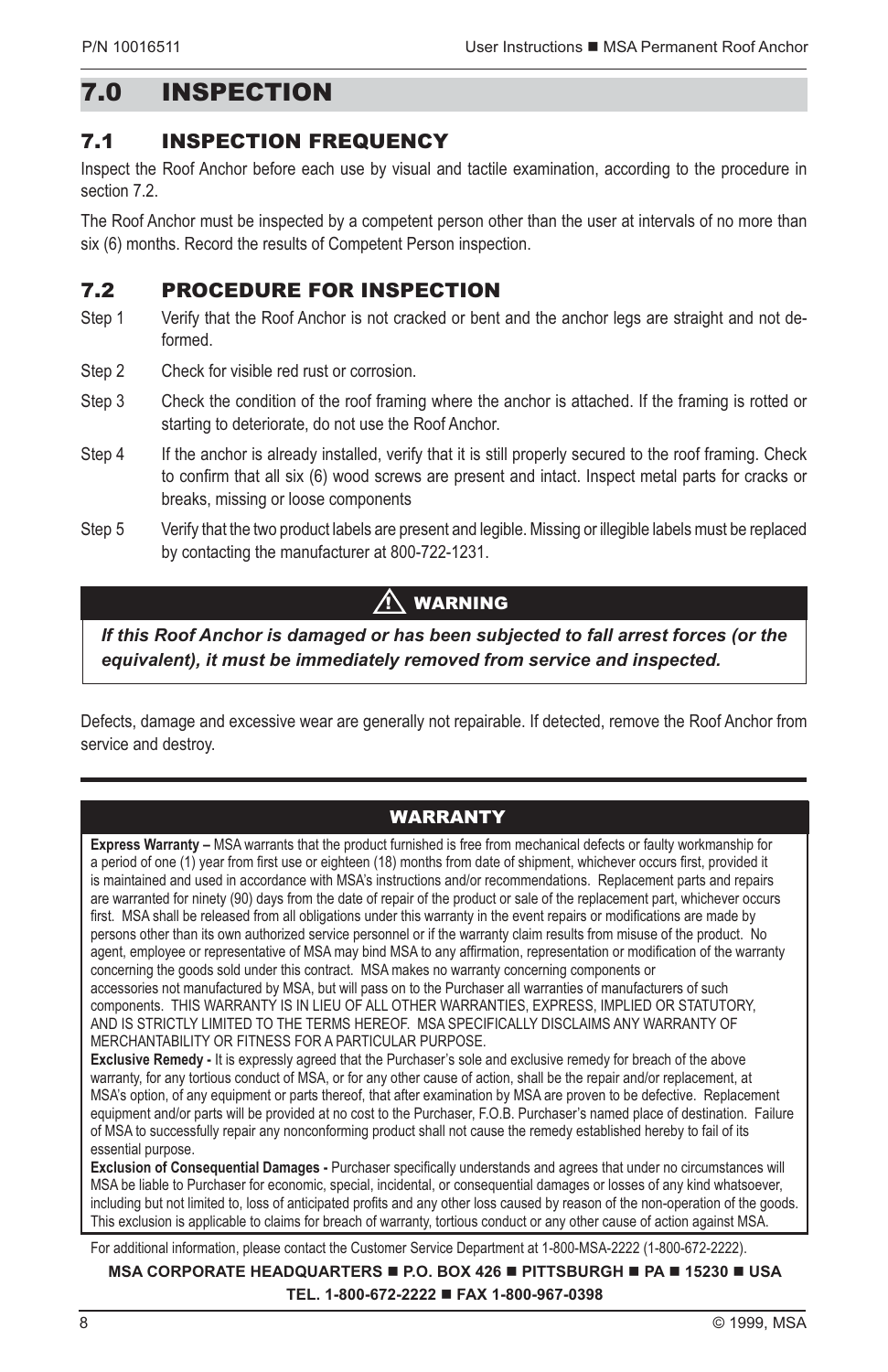# 7.0 INSPECTION

## 7.1 INSPECTION FREQUENCY

Inspect the Roof Anchor before each use by visual and tactile examination, according to the procedure in section 7.2.

The Roof Anchor must be inspected by a competent person other than the user at intervals of no more than six (6) months. Record the results of Competent Person inspection.

## 7.2 PROCEDURE FOR INSPECTION

Step 1 Verify that the Roof Anchor is not cracked or bent and the anchor legs are straight and not deformed.

Step 2 Check for visible red rust or corrosion.

Step 3 Check the condition of the roof framing where the anchor is attached. If the framing is rotted or starting to deteriorate, do not use the Roof Anchor.

Step 4 If the anchor is already installed, verify that it is still properly secured to the roof framing. Check to confirm that all six (6) wood screws are present and intact. Inspect metal parts for cracks or breaks, missing or loose components

Step 5 Verify that the two product labels are present and legible. Missing or illegible labels must be replaced by contacting the manufacturer at 800-722-1231.

**⚠ WARNING**

***If this Roof Anchor is damaged or has been subjected to fall arrest forces (or the equivalent), it must be immediately removed from service and inspected.***

Defects, damage and excessive wear are generally not repairable. If detected, remove the Roof Anchor from service and destroy.

**WARRANTY**

**Express Warranty –** MSA warrants that the product furnished is free from mechanical defects or faulty workmanship for a period of one (1) year from first use or eighteen (18) months from date of shipment, whichever occurs first, provided it is maintained and used in accordance with MSA's instructions and/or recommendations. Replacement parts and repairs are warranted for ninety (90) days from the date of repair of the product or sale of the replacement part, whichever occurs first. MSA shall be released from all obligations under this warranty in the event repairs or modifications are made by persons other than its own authorized service personnel or if the warranty claim results from misuse of the product. No agent, employee or representative of MSA may bind MSA to any affirmation, representation or modification of the warranty concerning the goods sold under this contract. MSA makes no warranty concerning components or accessories not manufactured by MSA, but will pass on to the Purchaser all warranties of manufacturers of such components. THIS WARRANTY IS IN LIEU OF ALL OTHER WARRANTIES, EXPRESS, IMPLIED OR STATUTORY, AND IS STRICTLY LIMITED TO THE TERMS HEREOF. MSA SPECIFICALLY DISCLAIMS ANY WARRANTY OF MERCHANTABILITY OR FITNESS FOR A PARTICULAR PURPOSE.

**Exclusive Remedy -** It is expressly agreed that the Purchaser's sole and exclusive remedy for breach of the above warranty, for any tortious conduct of MSA, or for any other cause of action, shall be the repair and/or replacement, at MSA's option, of any equipment or parts thereof, that after examination by MSA are proven to be defective. Replacement equipment and/or parts will be provided at no cost to the Purchaser, F.O.B. Purchaser's named place of destination. Failure of MSA to successfully repair any nonconforming product shall not cause the remedy established hereby to fail of its essential purpose.

**Exclusion of Consequential Damages -** Purchaser specifically understands and agrees that under no circumstances will MSA be liable to Purchaser for economic, special, incidental, or consequential damages or losses of any kind whatsoever, including but not limited to, loss of anticipated profits and any other loss caused by reason of the non-operation of the goods. This exclusion is applicable to claims for breach of warranty, tortious conduct or any other cause of action against MSA.

For additional information, please contact the Customer Service Department at 1-800-MSA-2222 (1-800-672-2222).

**MSA CORPORATE HEADQUARTERS ■ P.O. BOX 426 ■ PITTSBURGH ■ PA ■ 15230 ■ USA**
**TEL. 1-800-672-2222 ■ FAX 1-800-967-0398**

© 1999, MSA